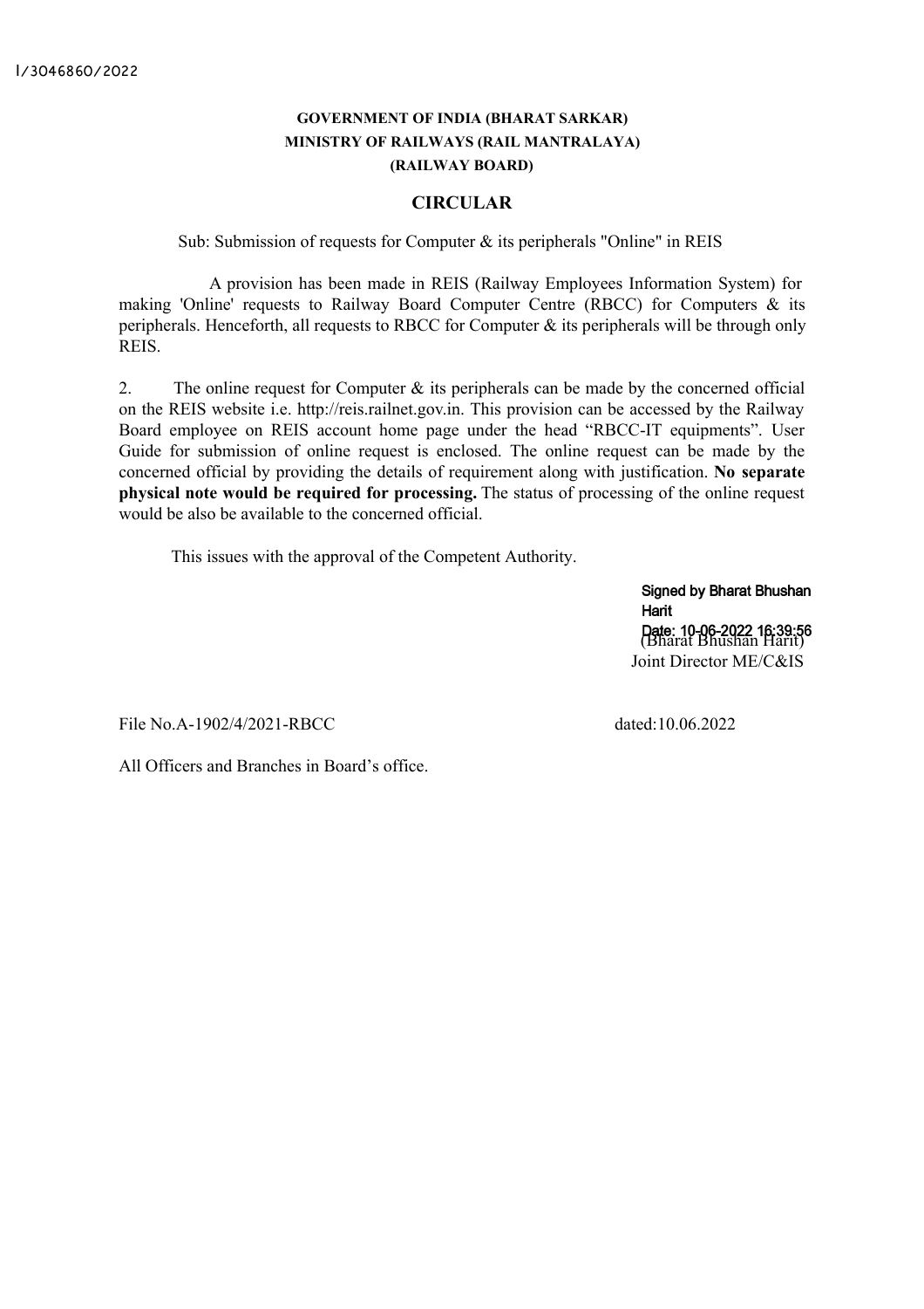I/3046860/2022

**GOVERNMENT OF INDIA (BHARAT SARKAR)**
**MINISTRY OF RAILWAYS (RAIL MANTRALAYA)**
**(RAILWAY BOARD)**

## CIRCULAR

Sub: Submission of requests for Computer & its peripherals "Online" in REIS

A provision has been made in REIS (Railway Employees Information System) for making 'Online' requests to Railway Board Computer Centre (RBCC) for Computers & its peripherals. Henceforth, all requests to RBCC for Computer & its peripherals will be through only REIS.

2. The online request for Computer & its peripherals can be made by the concerned official on the REIS website i.e. http://reis.railnet.gov.in. This provision can be accessed by the Railway Board employee on REIS account home page under the head "RBCC-IT equipments". User Guide for submission of online request is enclosed. The online request can be made by the concerned official by providing the details of requirement along with justification. **No separate physical note would be required for processing.** The status of processing of the online request would be also be available to the concerned official.

This issues with the approval of the Competent Authority.

Signed by Bharat Bhushan Harit
Date: 10-06-2022 16:39:56

(Bharat Bhushan Harit)
Joint Director ME/C&IS

File No.A-1902/4/2021-RBCC dated:10.06.2022

All Officers and Branches in Board's office.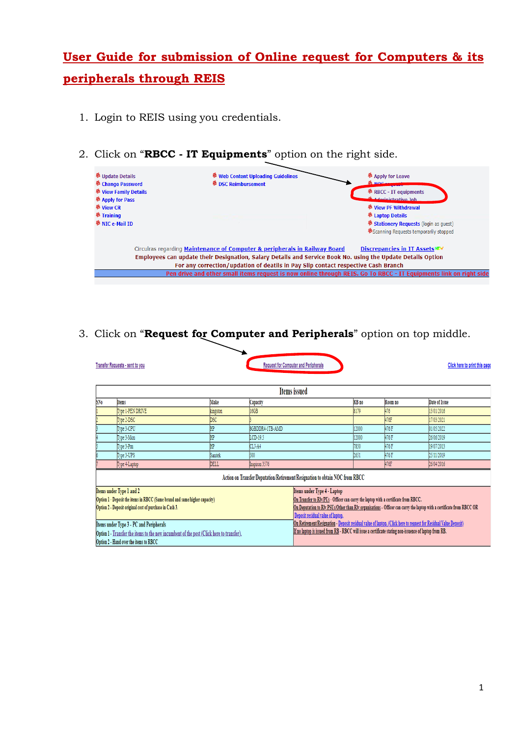# User Guide for submission of Online request for Computers & its peripherals through REIS

1. Login to REIS using you credentials.

2. Click on "**RBCC - IT Equipments**" option on the right side.

| | | |
|---|---|---|
| Update Details | Web Content Uploading Guidelines | Apply for Leave |
| Change Password | DSC Reimbursement | NOC request |
| View Family Details | | RBCC - IT equipments |
| Apply for Pass | | Administrative Job |
| View CR | | View PF Withdrawal |
| Training | | Laptop Details |
| NIC e-Mail ID | | Stationery Requests (login as guest) |
| | | Scanning Requests temporarily stopped |

Circulras regarding Maintenance of Computer & peripherals in Railway Board    Discrepancies in IT Assets NEW

Employees can update their Designation, Salary Details and Service Book No. using the Update Details Option

For any correction/updation of deatils in Pay Slip contact respective Cash Branch

Pen drive and other small items request is now online through REIS. Go To RBCC - IT Equipments link on right side

3. Click on "**Request for Computer and Peripherals**" option on top middle.

Transfer Requests - sent to you    Request for Computer and Peripherals    Click here to print this page

**Items issued**

| SNo | Items | Make | Capacity | RB no | Room no | Date of Issue |
|---|---|---|---|---|---|---|
| 1 | Type 1-PEN DRIVE | kingston | 16GB | 8179 | 476 | 13/01/2016 |
| 2 | Type 2-DSC | DSC | 3 | | 476F | 17/03/2021 |
| 3 | Type 3-CPU | HP | 8GBDDR4-1TB-AMD | 12000 | 476F | 01/05/2022 |
| 4 | Type 3-Mon | HP | LCD-19.5 | 12000 | 476F | 26/06/2019 |
| 5 | Type 3-Prn | HP | CLJ-A4 | 7850 | 476F | 19/07/2013 |
| 6 | Type 3-UPS | Santek | 600 | 2651 | 476F | 25/11/2019 |
| 7 | Type 4-Laptop | DELL | Inspiron 3576 | | 476F | 26/04/2016 |

**Action on Transfer/Deputation/Retirement/Resignation to obtain NOC from RBCC**

| | |
|---|---|
| Items under Type 1 and 2<br>Option 1 - Deposit the items in RBCC (Same brand and same/higher capacity)<br>Option 2 - Deposit original cost of purchase in Cash 3. | Items under Type 4 - Laptop<br>On Transfer to Rly/PUs - Officer can carry the laptop with a certificate from RBCC.<br>On Deputation to Rly PSUs/Other than Rly organisations - Officer can carry the laptop with a certificate from RBCC OR Deposit residual value of laptop. |
| Items under Type 3 - PC and Peripherals<br>Option 1 - Transfer the items to the new incumbent of the post (Click here to transfer).<br>Option 2 - Hand over the items to RBCC | On Retirement/Resignation - Deposit residual value of laptop. (Click here to request for Residual Value Deposit)<br>If no laptop is issued from RB - RBCC will issue a certificate stating non-issuence of laptop from RB. |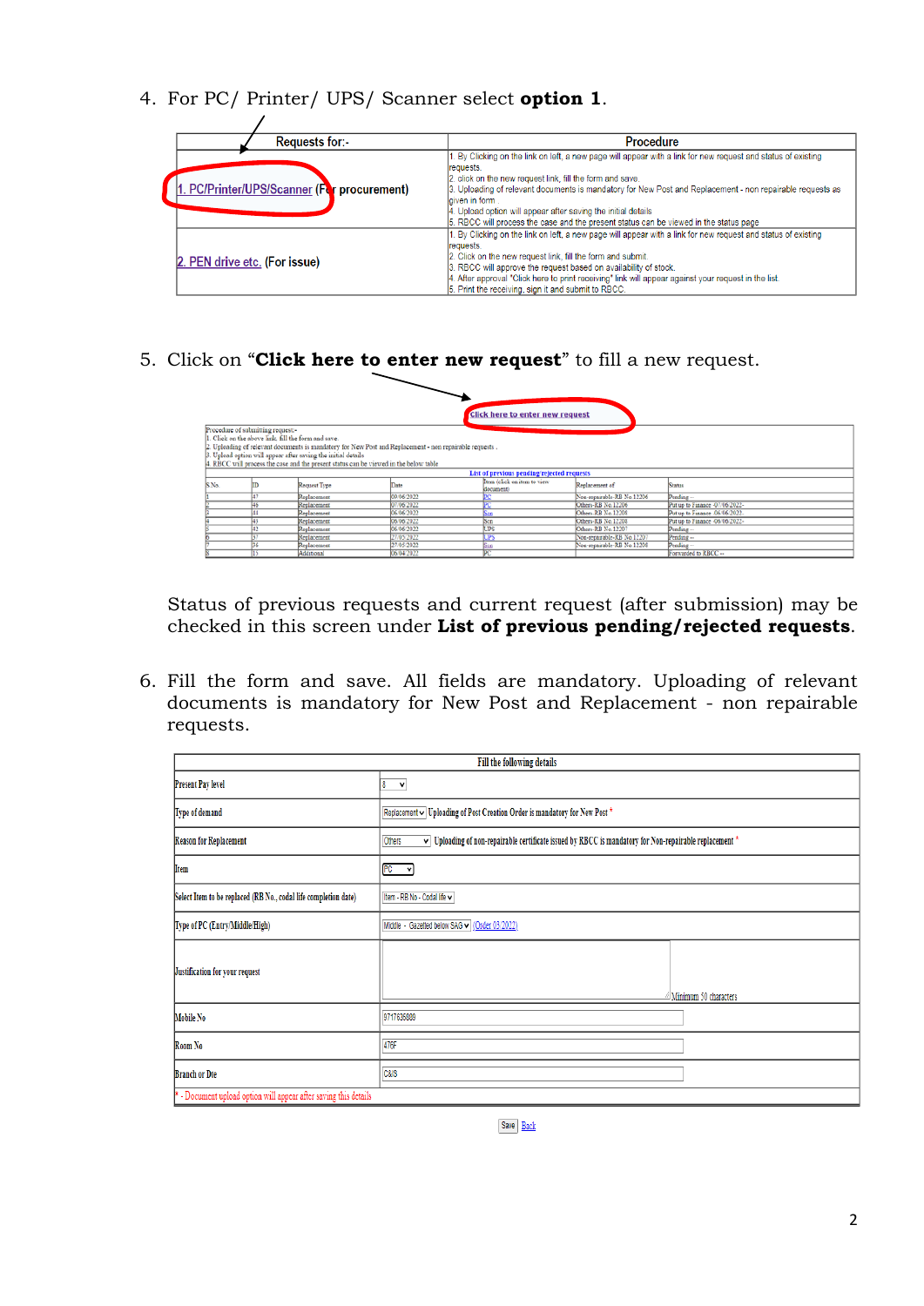4. For PC/ Printer/ UPS/ Scanner select **option 1**.

| Requests for:- | Procedure |
|---|---|
| 1. PC/Printer/UPS/Scanner (For procurement) | 1. By Clicking on the link on left, a new page will appear with a link for new request and status of existing requests. 2. click on the new request link, fill the form and save. 3. Uploading of relevant documents is mandatory for New Post and Replacement - non repairable requests as given in form. 4. Upload option will appear after saving the initial details 5. RBCC will process the case and the present status can be viewed in the status page |
| 2. PEN drive etc. (For issue) | 1. By Clicking on the link on left, a new page will appear with a link for new request and status of existing requests. 2. Click on the new request link, fill the form and submit. 3. RBCC will approve the request based on availability of stock. 4. After approval "Click here to print receiving" link will appear against your request in the list. 5. Print the receiving, sign it and submit to RBCC. |

5. Click on "**Click here to enter new request**" to fill a new request.

Click here to enter new request

Procedure of submitting request:-
1. Click on the above link, fill the form and save.
2. Uploading of relevant documents is mandatory for New Post and Replacement - non repairable requests.
3. Upload option will appear after saving the initial details
4. RBCC will process the case and the present status can be viewed in the below table

List of previous pending/rejected requests

| S.No. | ID | Request Type | Date | Item (click on item to view document) | Replacement of | Status |
|---|---|---|---|---|---|---|
| 1 | 47 | Replacement | 09/06/2022 | PC | Non-repairable-RB No.12206 | Pending -- |
| 2 | 46 | Replacement | 07/06/2022 | PC | Others-RB No.12206 | Put up to Finance -07/06/2022- |
| 3 | 44 | Replacement | 06/06/2022 | Scn | Others-RB No.12208 | Put up to Finance -06/06/2022- |
| 4 | 43 | Replacement | 06/06/2022 | Scn | Others-RB No.12208 | Put up to Finance -06/06/2022- |
| 5 | 42 | Replacement | 06/06/2022 | UPS | Others-RB No.12207 | Pending -- |
| 6 | 37 | Replacement | 27/05/2022 | UPS | Non-repairable-RB No.12207 | Pending -- |
| 7 | 36 | Replacement | 27/05/2022 | Scn | Non-repairable-RB No.12208 | Pending -- |
| 8 | 15 | Additional | 08/04/2022 | PC | | Forwarded to RBCC -- |

Status of previous requests and current request (after submission) may be checked in this screen under **List of previous pending/rejected requests**.

6. Fill the form and save. All fields are mandatory. Uploading of relevant documents is mandatory for New Post and Replacement - non repairable requests.

| Fill the following details | |
|---|---|
| Present Pay level | 8 |
| Type of demand | Replacement — Uploading of Post Creation Order is mandatory for New Post * |
| Reason for Replacement | Others — Uploading of non-repairable certificate issued by RBCC is mandatory for Non-repairable replacement * |
| Item | PC |
| Select Item to be replaced (RB No., codal life completion date) | Item - RB No - Codal life |
| Type of PC (Entry/Middle/High) | Middle - Gazetted below SAG (Order 03/2022) |
| Justification for your request | Minimum 50 characters |
| Mobile No | 9717636009 |
| Room No | 476F |
| Branch or Dte | C&IS |

* - Document upload option will appear after saving this details

Save  Back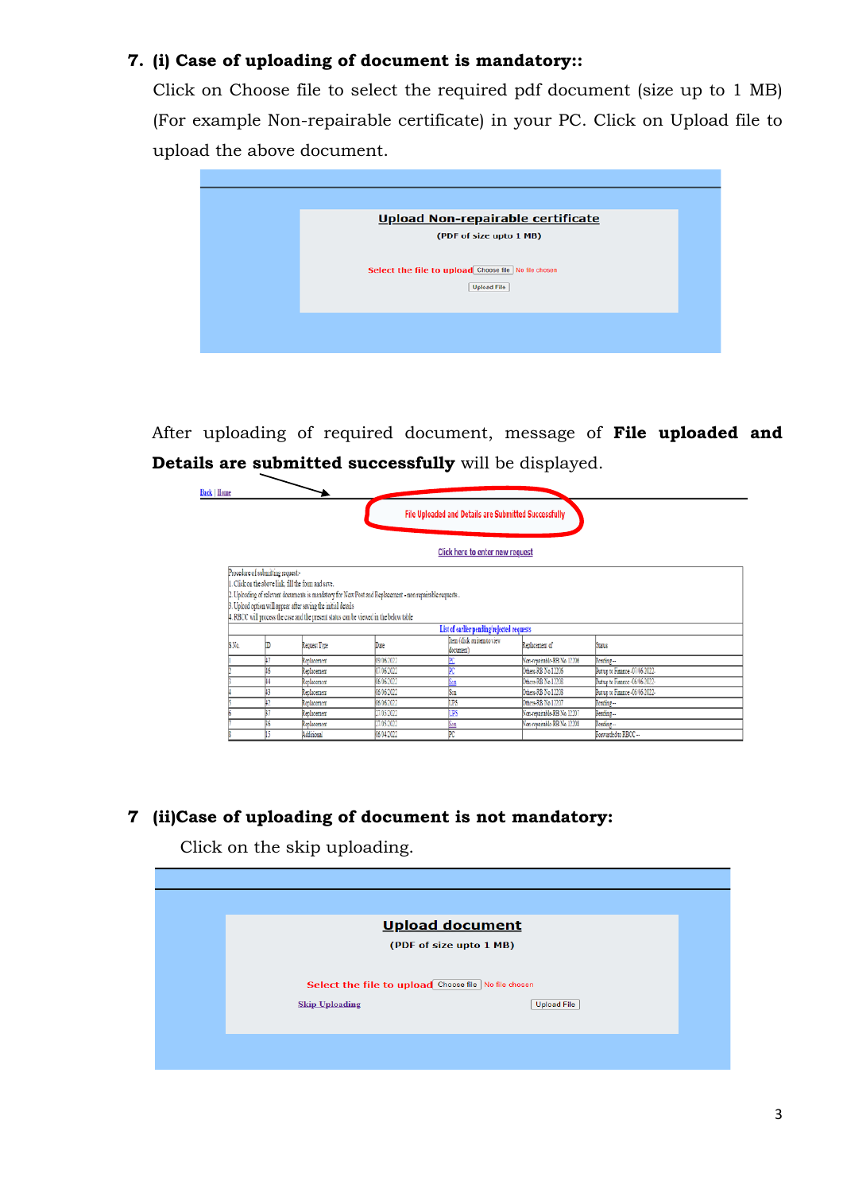7. **(i) Case of uploading of document is mandatory::**

Click on Choose file to select the required pdf document (size up to 1 MB) (For example Non-repairable certificate) in your PC. Click on Upload file to upload the above document.

**Upload Non-repairable certificate**

**(PDF of size upto 1 MB)**

Select the file to upload Choose file No file chosen

Upload File

After uploading of required document, message of **File uploaded and Details are submitted successfully** will be displayed.

Back | Home

File Uploaded and Details are Submitted Successfully

Click here to enter new request

Procedure of submitting request:-
1. Click on the above link, fill the form and save.
2. Uploading of relevant documents is mandatory for New Post and Replacement - non repairable requests.
3. Upload option will appear after saving the initial details
4. RBCC will process the case and the present status can be viewed in the below table

List of earlier pending/rejected requests

| S.No. | ID | Request Type | Date | Item (click on item to view document) | Replacement of | Status |
|---|---|---|---|---|---|---|
| 1 | 47 | Replacement | 09/06/2022 | PC | Non-repairable-RB No 12206 | Pending-- |
| 2 | 46 | Replacement | 07/06/2022 | PC | Others-RB No 12205 | Put up to Finance -07/06/2022 |
| 3 | 44 | Replacement | 06/06/2022 | Scan | Others-RB No 12208 | Put up to Finance -06/06/2022- |
| 4 | 43 | Replacement | 06/06/2022 | Scan | Others-RB No 12208 | Put up to Finance -06/06/2022- |
| 5 | 42 | Replacement | 06/06/2022 | UPS | Others-RB No 12207 | Pending-- |
| 6 | 37 | Replacement | 27/05/2022 | UPS | Non-repairable-RB No 12207 | Pending-- |
| 7 | 36 | Replacement | 27/05/2022 | Scan | Non-repairable-RB No 12208 | Pending-- |
| 8 | 15 | Additional | 08/04/2022 | PC | | Forwarded to RBCC -- |

7 **(ii)Case of uploading of document is not mandatory:**

Click on the skip uploading.

**Upload document**

**(PDF of size upto 1 MB)**

Select the file to upload Choose file No file chosen

Skip Uploading

Upload File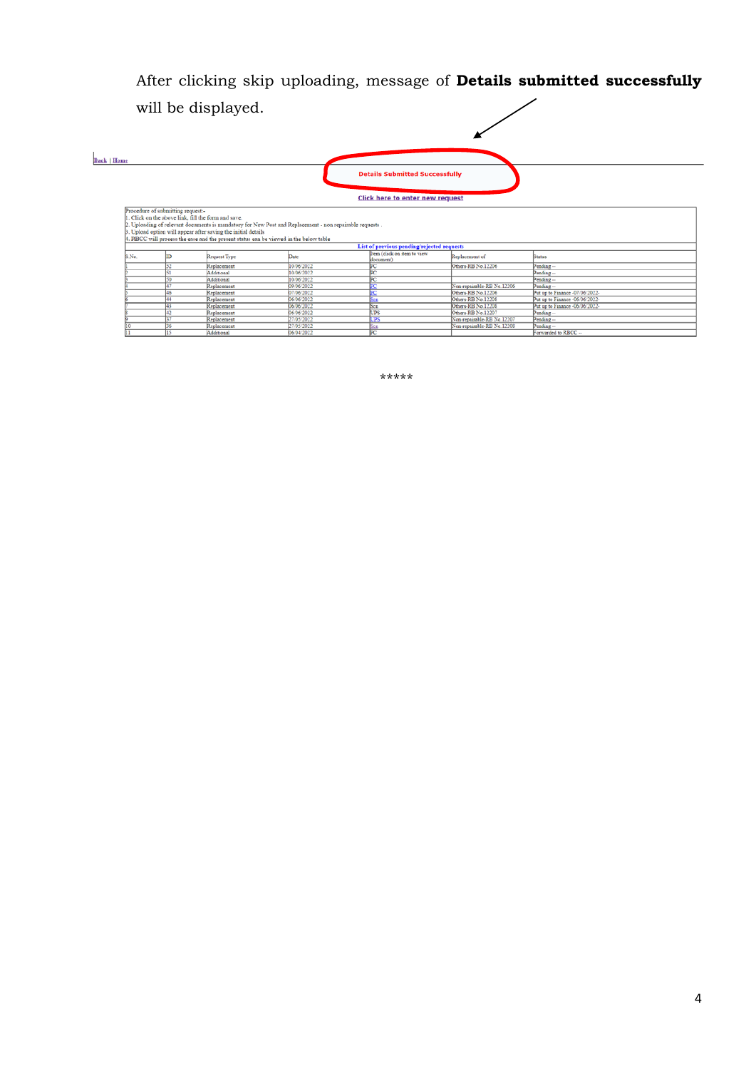After clicking skip uploading, message of **Details submitted successfully** will be displayed.

Back | Home

Details Submitted Successfully

Click here to enter new request

Procedure of submitting request:-
1. Click on the above link, fill the form and save.
2. Uploading of relevant documents is mandatory for New Post and Replacement - non repairable requests .
3. Upload option will appear after saving the initial details
4. RBCC will process the case and the present status can be viewed in the below table

List of previous pending/rejected requests

| S.No. | ID | Request Type | Date | Item (click on item to view document) | Replacement of | Status |
|---|---|---|---|---|---|---|
| 1 | 52 | Replacement | 10/06/2022 | PC | Others-RB No.12206 | Pending -- |
| 2 | 51 | Additional | 10/06/2022 | PC | | Pending -- |
| 3 | 50 | Additional | 10/06/2022 | PC | | Pending -- |
| 4 | 47 | Replacement | 09/06/2022 | PC | Non-repairable-RB No.12206 | Pending -- |
| 5 | 46 | Replacement | 07/06/2022 | PC | Others-RB No.12206 | Put up to Finance -07/06/2022- |
| 6 | 44 | Replacement | 06/06/2022 | Scn | Others-RB No.12208 | Put up to Finance -06/06/2022- |
| 7 | 43 | Replacement | 06/06/2022 | Scn | Others-RB No.12208 | Put up to Finance -06/06/2022- |
| 8 | 42 | Replacement | 06/06/2022 | UPS | Others-RB No.12207 | Pending -- |
| 9 | 37 | Replacement | 27/05/2022 | UPS | Non-repairable-RB No.12207 | Pending -- |
| 10 | 36 | Replacement | 27/05/2022 | Scn | Non-repairable-RB No.12208 | Pending -- |
| 11 | 15 | Additional | 06/04/2022 | PC | | Forwarded to RBCC -- |

*****